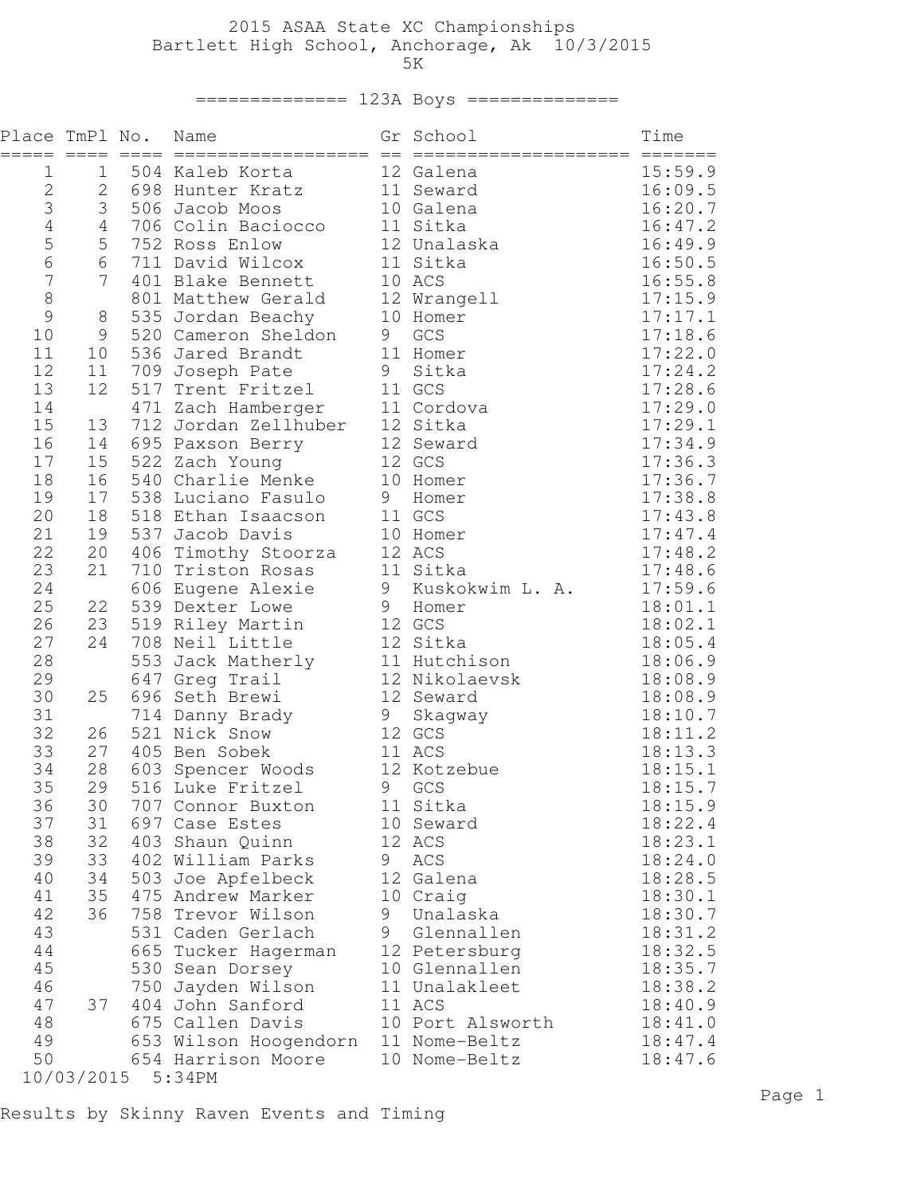# 2015 ASAA State XC Championships

## Bartlett High School, Anchorage, Ak 10/3/2015

### 5K

### 123A Boys

| Place | TmPl | No. | Name | Gr | School | Time |
|---|---|---|---|---|---|---|
| 1 | 1 | 504 | Kaleb Korta | 12 | Galena | 15:59.9 |
| 2 | 2 | 698 | Hunter Kratz | 11 | Seward | 16:09.5 |
| 3 | 3 | 506 | Jacob Moos | 10 | Galena | 16:20.7 |
| 4 | 4 | 706 | Colin Baciocco | 11 | Sitka | 16:47.2 |
| 5 | 5 | 752 | Ross Enlow | 12 | Unalaska | 16:49.9 |
| 6 | 6 | 711 | David Wilcox | 11 | Sitka | 16:50.5 |
| 7 | 7 | 401 | Blake Bennett | 10 | ACS | 16:55.8 |
| 8 | | 801 | Matthew Gerald | 12 | Wrangell | 17:15.9 |
| 9 | 8 | 535 | Jordan Beachy | 10 | Homer | 17:17.1 |
| 10 | 9 | 520 | Cameron Sheldon | 9 | GCS | 17:18.6 |
| 11 | 10 | 536 | Jared Brandt | 11 | Homer | 17:22.0 |
| 12 | 11 | 709 | Joseph Pate | 9 | Sitka | 17:24.2 |
| 13 | 12 | 517 | Trent Fritzel | 11 | GCS | 17:28.6 |
| 14 | | 471 | Zach Hamberger | 11 | Cordova | 17:29.0 |
| 15 | 13 | 712 | Jordan Zellhuber | 12 | Sitka | 17:29.1 |
| 16 | 14 | 695 | Paxson Berry | 12 | Seward | 17:34.9 |
| 17 | 15 | 522 | Zach Young | 12 | GCS | 17:36.3 |
| 18 | 16 | 540 | Charlie Menke | 10 | Homer | 17:36.7 |
| 19 | 17 | 538 | Luciano Fasulo | 9 | Homer | 17:38.8 |
| 20 | 18 | 518 | Ethan Isaacson | 11 | GCS | 17:43.8 |
| 21 | 19 | 537 | Jacob Davis | 10 | Homer | 17:47.4 |
| 22 | 20 | 406 | Timothy Stoorza | 12 | ACS | 17:48.2 |
| 23 | 21 | 710 | Triston Rosas | 11 | Sitka | 17:48.6 |
| 24 | | 606 | Eugene Alexie | 9 | Kuskokwim L. A. | 17:59.6 |
| 25 | 22 | 539 | Dexter Lowe | 9 | Homer | 18:01.1 |
| 26 | 23 | 519 | Riley Martin | 12 | GCS | 18:02.1 |
| 27 | 24 | 708 | Neil Little | 12 | Sitka | 18:05.4 |
| 28 | | 553 | Jack Matherly | 11 | Hutchison | 18:06.9 |
| 29 | | 647 | Greg Trail | 12 | Nikolaevsk | 18:08.9 |
| 30 | 25 | 696 | Seth Brewi | 12 | Seward | 18:08.9 |
| 31 | | 714 | Danny Brady | 9 | Skagway | 18:10.7 |
| 32 | 26 | 521 | Nick Snow | 12 | GCS | 18:11.2 |
| 33 | 27 | 405 | Ben Sobek | 11 | ACS | 18:13.3 |
| 34 | 28 | 603 | Spencer Woods | 12 | Kotzebue | 18:15.1 |
| 35 | 29 | 516 | Luke Fritzel | 9 | GCS | 18:15.7 |
| 36 | 30 | 707 | Connor Buxton | 11 | Sitka | 18:15.9 |
| 37 | 31 | 697 | Case Estes | 10 | Seward | 18:22.4 |
| 38 | 32 | 403 | Shaun Quinn | 12 | ACS | 18:23.1 |
| 39 | 33 | 402 | William Parks | 9 | ACS | 18:24.0 |
| 40 | 34 | 503 | Joe Apfelbeck | 12 | Galena | 18:28.5 |
| 41 | 35 | 475 | Andrew Marker | 10 | Craig | 18:30.1 |
| 42 | 36 | 758 | Trevor Wilson | 9 | Unalaska | 18:30.7 |
| 43 | | 531 | Caden Gerlach | 9 | Glennallen | 18:31.2 |
| 44 | | 665 | Tucker Hagerman | 12 | Petersburg | 18:32.5 |
| 45 | | 530 | Sean Dorsey | 10 | Glennallen | 18:35.7 |
| 46 | | 750 | Jayden Wilson | 11 | Unalakleet | 18:38.2 |
| 47 | 37 | 404 | John Sanford | 11 | ACS | 18:40.9 |
| 48 | | 675 | Callen Davis | 10 | Port Alsworth | 18:41.0 |
| 49 | | 653 | Wilson Hoogendorn | 11 | Nome-Beltz | 18:47.4 |
| 50 | | 654 | Harrison Moore | 10 | Nome-Beltz | 18:47.6 |

10/03/2015 5:34PM

Results by Skinny Raven Events and Timing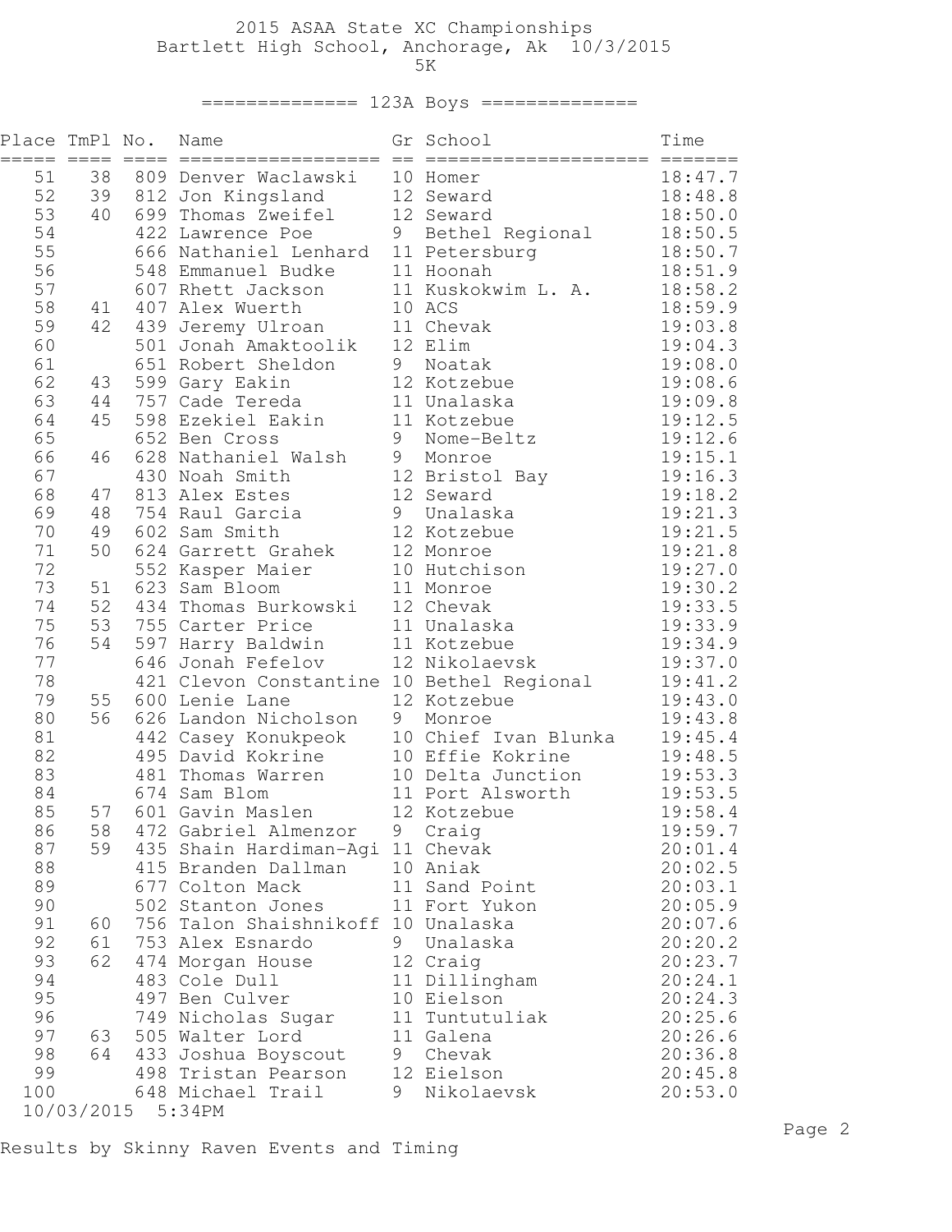2015 ASAA State XC Championships
Bartlett High School, Anchorage, Ak 10/3/2015
5K

## 123A Boys

| Place | TmPl | No. | Name | Gr | School | Time |
|---|---|---|---|---|---|---|
| 51 | 38 | 809 | Denver Waclawski | 10 | Homer | 18:47.7 |
| 52 | 39 | 812 | Jon Kingsland | 12 | Seward | 18:48.8 |
| 53 | 40 | 699 | Thomas Zweifel | 12 | Seward | 18:50.0 |
| 54 | | 422 | Lawrence Poe | 9 | Bethel Regional | 18:50.5 |
| 55 | | 666 | Nathaniel Lenhard | 11 | Petersburg | 18:50.7 |
| 56 | | 548 | Emmanuel Budke | 11 | Hoonah | 18:51.9 |
| 57 | | 607 | Rhett Jackson | 11 | Kuskokwim L. A. | 18:58.2 |
| 58 | 41 | 407 | Alex Wuerth | 10 | ACS | 18:59.9 |
| 59 | 42 | 439 | Jeremy Ulroan | 11 | Chevak | 19:03.8 |
| 60 | | 501 | Jonah Amaktoolik | 12 | Elim | 19:04.3 |
| 61 | | 651 | Robert Sheldon | 9 | Noatak | 19:08.0 |
| 62 | 43 | 599 | Gary Eakin | 12 | Kotzebue | 19:08.6 |
| 63 | 44 | 757 | Cade Tereda | 11 | Unalaska | 19:09.8 |
| 64 | 45 | 598 | Ezekiel Eakin | 11 | Kotzebue | 19:12.5 |
| 65 | | 652 | Ben Cross | 9 | Nome-Beltz | 19:12.6 |
| 66 | 46 | 628 | Nathaniel Walsh | 9 | Monroe | 19:15.1 |
| 67 | | 430 | Noah Smith | 12 | Bristol Bay | 19:16.3 |
| 68 | 47 | 813 | Alex Estes | 12 | Seward | 19:18.2 |
| 69 | 48 | 754 | Raul Garcia | 9 | Unalaska | 19:21.3 |
| 70 | 49 | 602 | Sam Smith | 12 | Kotzebue | 19:21.5 |
| 71 | 50 | 624 | Garrett Grahek | 12 | Monroe | 19:21.8 |
| 72 | | 552 | Kasper Maier | 10 | Hutchison | 19:27.0 |
| 73 | 51 | 623 | Sam Bloom | 11 | Monroe | 19:30.2 |
| 74 | 52 | 434 | Thomas Burkowski | 12 | Chevak | 19:33.5 |
| 75 | 53 | 755 | Carter Price | 11 | Unalaska | 19:33.9 |
| 76 | 54 | 597 | Harry Baldwin | 11 | Kotzebue | 19:34.9 |
| 77 | | 646 | Jonah Fefelov | 12 | Nikolaevsk | 19:37.0 |
| 78 | | 421 | Clevon Constantine | 10 | Bethel Regional | 19:41.2 |
| 79 | 55 | 600 | Lenie Lane | 12 | Kotzebue | 19:43.0 |
| 80 | 56 | 626 | Landon Nicholson | 9 | Monroe | 19:43.8 |
| 81 | | 442 | Casey Konukpeok | 10 | Chief Ivan Blunka | 19:45.4 |
| 82 | | 495 | David Kokrine | 10 | Effie Kokrine | 19:48.5 |
| 83 | | 481 | Thomas Warren | 10 | Delta Junction | 19:53.3 |
| 84 | | 674 | Sam Blom | 11 | Port Alsworth | 19:53.5 |
| 85 | 57 | 601 | Gavin Maslen | 12 | Kotzebue | 19:58.4 |
| 86 | 58 | 472 | Gabriel Almenzor | 9 | Craig | 19:59.7 |
| 87 | 59 | 435 | Shain Hardiman-Agi | 11 | Chevak | 20:01.4 |
| 88 | | 415 | Branden Dallman | 10 | Aniak | 20:02.5 |
| 89 | | 677 | Colton Mack | 11 | Sand Point | 20:03.1 |
| 90 | | 502 | Stanton Jones | 11 | Fort Yukon | 20:05.9 |
| 91 | 60 | 756 | Talon Shaishnikoff | 10 | Unalaska | 20:07.6 |
| 92 | 61 | 753 | Alex Esnardo | 9 | Unalaska | 20:20.2 |
| 93 | 62 | 474 | Morgan House | 12 | Craig | 20:23.7 |
| 94 | | 483 | Cole Dull | 11 | Dillingham | 20:24.1 |
| 95 | | 497 | Ben Culver | 10 | Eielson | 20:24.3 |
| 96 | | 749 | Nicholas Sugar | 11 | Tuntutuliak | 20:25.6 |
| 97 | 63 | 505 | Walter Lord | 11 | Galena | 20:26.6 |
| 98 | 64 | 433 | Joshua Boyscout | 9 | Chevak | 20:36.8 |
| 99 | | 498 | Tristan Pearson | 12 | Eielson | 20:45.8 |
| 100 | | 648 | Michael Trail | 9 | Nikolaevsk | 20:53.0 |

10/03/2015 5:34PM

Results by Skinny Raven Events and Timing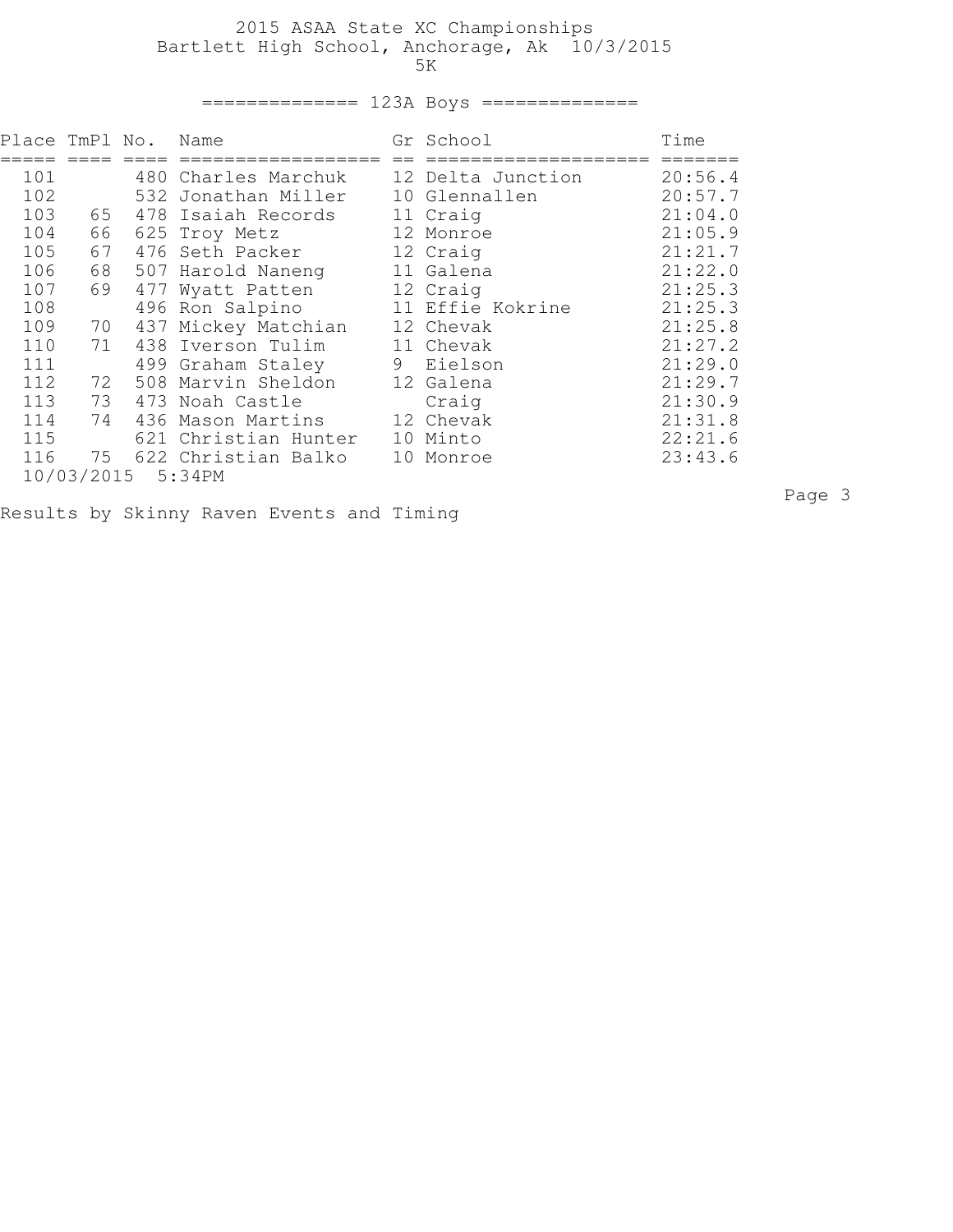# 2015 ASAA State XC Championships

Bartlett High School, Anchorage, Ak 10/3/2015

5K

## 123A Boys

| Place | TmPl | No. | Name | Gr | School | Time |
|---|---|---|---|---|---|---|
| 101 | | 480 | Charles Marchuk | 12 | Delta Junction | 20:56.4 |
| 102 | | 532 | Jonathan Miller | 10 | Glennallen | 20:57.7 |
| 103 | 65 | 478 | Isaiah Records | 11 | Craig | 21:04.0 |
| 104 | 66 | 625 | Troy Metz | 12 | Monroe | 21:05.9 |
| 105 | 67 | 476 | Seth Packer | 12 | Craig | 21:21.7 |
| 106 | 68 | 507 | Harold Naneng | 11 | Galena | 21:22.0 |
| 107 | 69 | 477 | Wyatt Patten | 12 | Craig | 21:25.3 |
| 108 | | 496 | Ron Salpino | 11 | Effie Kokrine | 21:25.3 |
| 109 | 70 | 437 | Mickey Matchian | 12 | Chevak | 21:25.8 |
| 110 | 71 | 438 | Iverson Tulim | 11 | Chevak | 21:27.2 |
| 111 | | 499 | Graham Staley | 9 | Eielson | 21:29.0 |
| 112 | 72 | 508 | Marvin Sheldon | 12 | Galena | 21:29.7 |
| 113 | 73 | 473 | Noah Castle | | Craig | 21:30.9 |
| 114 | 74 | 436 | Mason Martins | 12 | Chevak | 21:31.8 |
| 115 | | 621 | Christian Hunter | 10 | Minto | 22:21.6 |
| 116 | 75 | 622 | Christian Balko | 10 | Monroe | 23:43.6 |

10/03/2015 5:34PM

Results by Skinny Raven Events and Timing